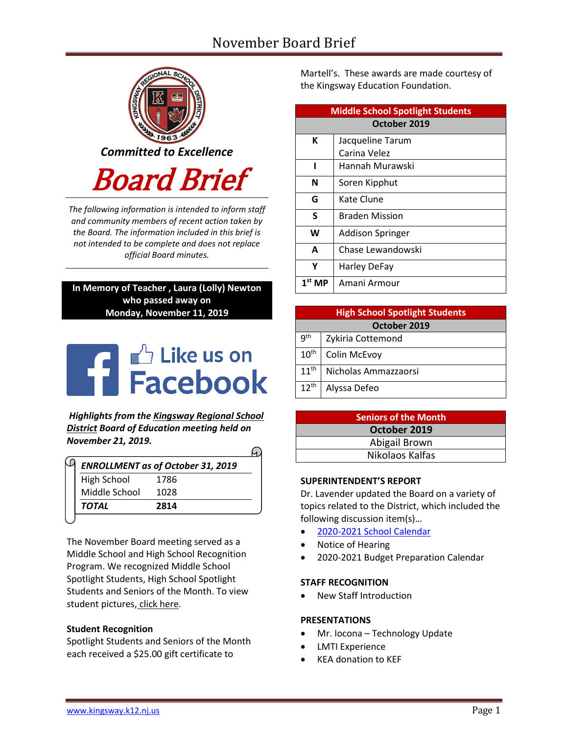# November Board Brief

*Committed to Excellence*

# Board Brief

*The following information is intended to inform staff and community members of recent action taken by the Board. The information included in this brief is not intended to be complete and does not replace official Board minutes.*

**In Memory of Teacher , Laura (Lolly) Newton who passed away on Monday, November 11, 2019**

Like us on Facebook

***Highlights from the Kingsway Regional School District Board of Education meeting held on November 21, 2019.***

| *ENROLLMENT as of October 31, 2019* | |
|---|---|
| High School | 1786 |
| Middle School | 1028 |
| ***TOTAL*** | **2814** |

The November Board meeting served as a Middle School and High School Recognition Program. We recognized Middle School Spotlight Students, High School Spotlight Students and Seniors of the Month. To view student pictures, click here.

**Student Recognition**

Spotlight Students and Seniors of the Month each received a $25.00 gift certificate to Martell's. These awards are made courtesy of the Kingsway Education Foundation.

| Middle School Spotlight Students | |
|---|---|
| **October 2019** | |
| **K** | Jacqueline Tarum<br>Carina Velez |
| **I** | Hannah Murawski |
| **N** | Soren Kipphut |
| **G** | Kate Clune |
| **S** | Braden Mission |
| **W** | Addison Springer |
| **A** | Chase Lewandowski |
| **Y** | Harley DeFay |
| **1st MP** | Amani Armour |

| High School Spotlight Students | |
|---|---|
| **October 2019** | |
| 9th | Zykiria Cottemond |
| 10th | Colin McEvoy |
| 11th | Nicholas Ammazzaorsi |
| 12th | Alyssa Defeo |

| Seniors of the Month |
|---|
| **October 2019** |
| Abigail Brown |
| Nikolaos Kalfas |

**SUPERINTENDENT'S REPORT**

Dr. Lavender updated the Board on a variety of topics related to the District, which included the following discussion item(s)…

- 2020-2021 School Calendar
- Notice of Hearing
- 2020-2021 Budget Preparation Calendar

**STAFF RECOGNITION**

- New Staff Introduction

**PRESENTATIONS**

- Mr. Iocona – Technology Update
- LMTI Experience
- KEA donation to KEF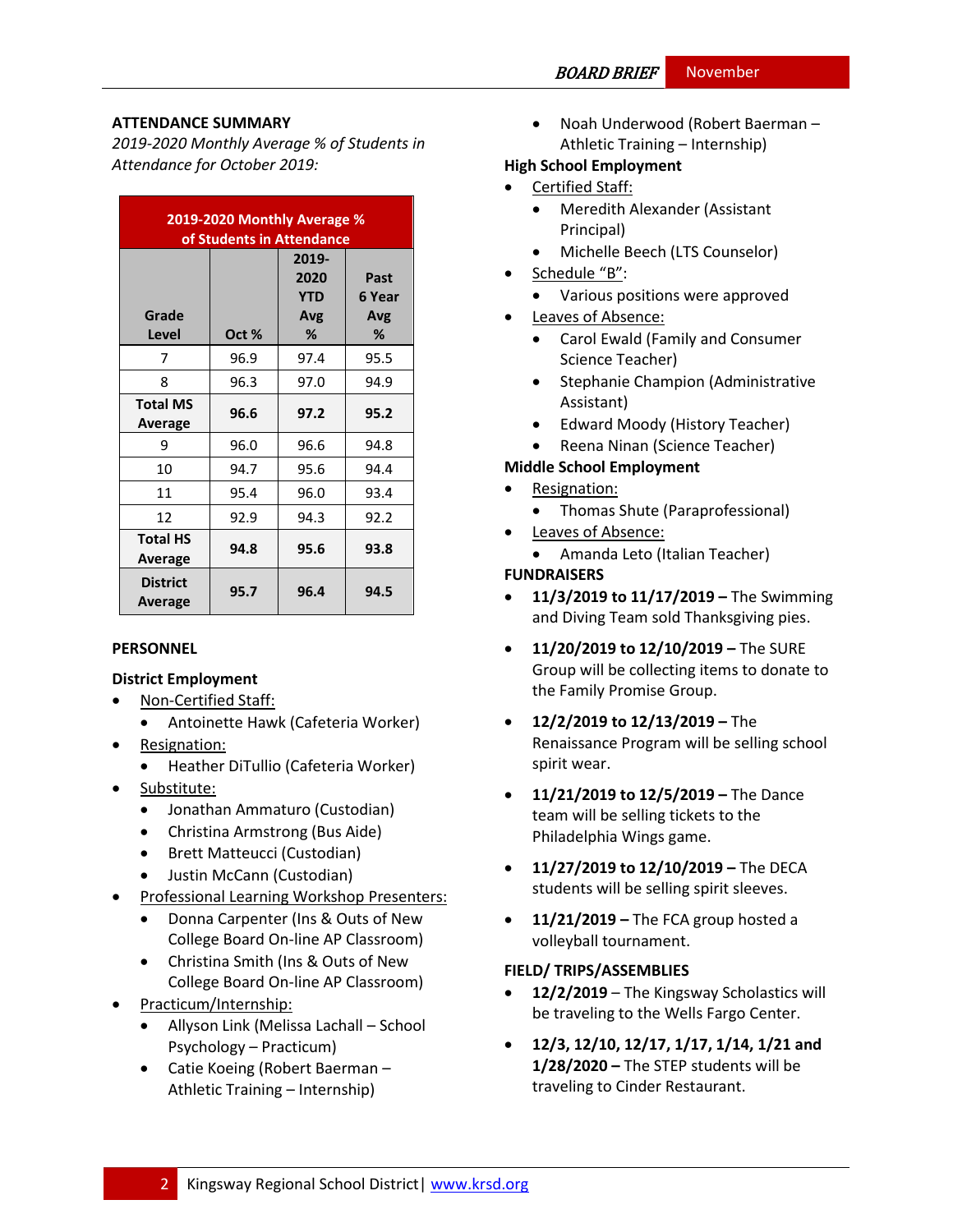## ATTENDANCE SUMMARY

*2019-2020 Monthly Average % of Students in Attendance for October 2019:*

| 2019-2020 Monthly Average % of Students in Attendance | | | |
|---|---|---|---|
| Grade Level | Oct % | 2019-2020 YTD Avg % | Past 6 Year Avg % |
| 7 | 96.9 | 97.4 | 95.5 |
| 8 | 96.3 | 97.0 | 94.9 |
| **Total MS Average** | **96.6** | **97.2** | **95.2** |
| 9 | 96.0 | 96.6 | 94.8 |
| 10 | 94.7 | 95.6 | 94.4 |
| 11 | 95.4 | 96.0 | 93.4 |
| 12 | 92.9 | 94.3 | 92.2 |
| **Total HS Average** | **94.8** | **95.6** | **93.8** |
| **District Average** | **95.7** | **96.4** | **94.5** |

## PERSONNEL

### District Employment

- Non-Certified Staff:
  - Antoinette Hawk (Cafeteria Worker)
- Resignation:
  - Heather DiTullio (Cafeteria Worker)
- Substitute:
  - Jonathan Ammaturo (Custodian)
  - Christina Armstrong (Bus Aide)
  - Brett Matteucci (Custodian)
  - Justin McCann (Custodian)
- Professional Learning Workshop Presenters:
  - Donna Carpenter (Ins & Outs of New College Board On-line AP Classroom)
  - Christina Smith (Ins & Outs of New College Board On-line AP Classroom)
- Practicum/Internship:
  - Allyson Link (Melissa Lachall – School Psychology – Practicum)
  - Catie Koeing (Robert Baerman – Athletic Training – Internship)
  - Noah Underwood (Robert Baerman – Athletic Training – Internship)

### High School Employment

- Certified Staff:
  - Meredith Alexander (Assistant Principal)
  - Michelle Beech (LTS Counselor)
- Schedule "B":
  - Various positions were approved
- Leaves of Absence:
  - Carol Ewald (Family and Consumer Science Teacher)
  - Stephanie Champion (Administrative Assistant)
  - Edward Moody (History Teacher)
  - Reena Ninan (Science Teacher)

### Middle School Employment

- Resignation:
  - Thomas Shute (Paraprofessional)
- Leaves of Absence:
  - Amanda Leto (Italian Teacher)

## FUNDRAISERS

- **11/3/2019 to 11/17/2019 –** The Swimming and Diving Team sold Thanksgiving pies.
- **11/20/2019 to 12/10/2019 –** The SURE Group will be collecting items to donate to the Family Promise Group.
- **12/2/2019 to 12/13/2019 –** The Renaissance Program will be selling school spirit wear.
- **11/21/2019 to 12/5/2019 –** The Dance team will be selling tickets to the Philadelphia Wings game.
- **11/27/2019 to 12/10/2019 –** The DECA students will be selling spirit sleeves.
- **11/21/2019 –** The FCA group hosted a volleyball tournament.

## FIELD/ TRIPS/ASSEMBLIES

- **12/2/2019** – The Kingsway Scholastics will be traveling to the Wells Fargo Center.
- **12/3, 12/10, 12/17, 1/17, 1/14, 1/21 and 1/28/2020 –** The STEP students will be traveling to Cinder Restaurant.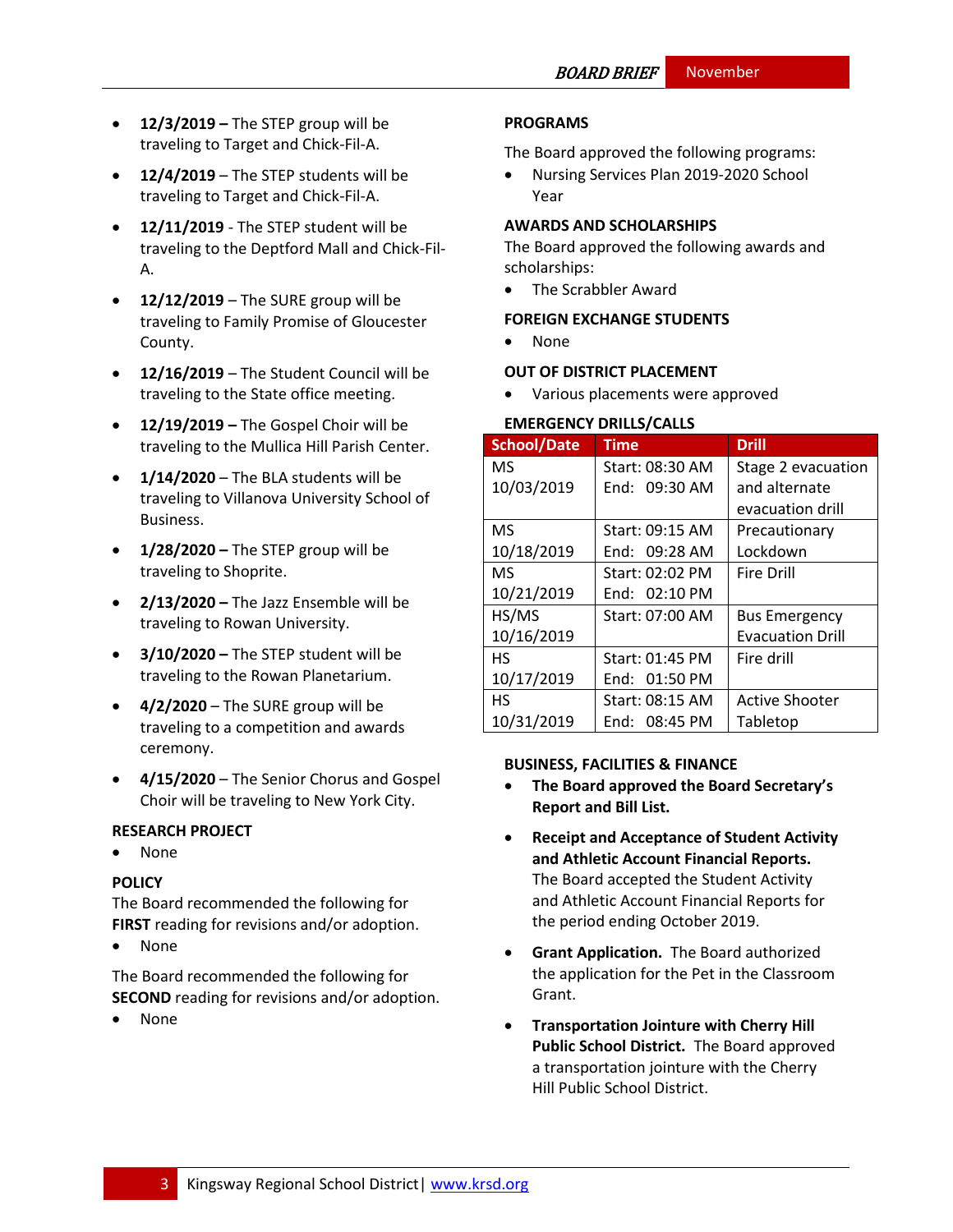- **12/3/2019 –** The STEP group will be traveling to Target and Chick-Fil-A.
- **12/4/2019** – The STEP students will be traveling to Target and Chick-Fil-A.
- **12/11/2019** - The STEP student will be traveling to the Deptford Mall and Chick-Fil-A.
- **12/12/2019** – The SURE group will be traveling to Family Promise of Gloucester County.
- **12/16/2019** – The Student Council will be traveling to the State office meeting.
- **12/19/2019 –** The Gospel Choir will be traveling to the Mullica Hill Parish Center.
- **1/14/2020** – The BLA students will be traveling to Villanova University School of Business.
- **1/28/2020 –** The STEP group will be traveling to Shoprite.
- **2/13/2020 –** The Jazz Ensemble will be traveling to Rowan University.
- **3/10/2020 –** The STEP student will be traveling to the Rowan Planetarium.
- **4/2/2020** – The SURE group will be traveling to a competition and awards ceremony.
- **4/15/2020** – The Senior Chorus and Gospel Choir will be traveling to New York City.

### RESEARCH PROJECT

- None

### POLICY

The Board recommended the following for **FIRST** reading for revisions and/or adoption.

- None

The Board recommended the following for **SECOND** reading for revisions and/or adoption.

- None

### PROGRAMS

The Board approved the following programs:

- Nursing Services Plan 2019-2020 School Year

### AWARDS AND SCHOLARSHIPS

The Board approved the following awards and scholarships:

- The Scrabbler Award

### FOREIGN EXCHANGE STUDENTS

- None

### OUT OF DISTRICT PLACEMENT

- Various placements were approved

### EMERGENCY DRILLS/CALLS

| School/Date | Time | Drill |
|---|---|---|
| MS 10/03/2019 | Start: 08:30 AM End: 09:30 AM | Stage 2 evacuation and alternate evacuation drill |
| MS 10/18/2019 | Start: 09:15 AM End: 09:28 AM | Precautionary Lockdown |
| MS 10/21/2019 | Start: 02:02 PM End: 02:10 PM | Fire Drill |
| HS/MS 10/16/2019 | Start: 07:00 AM | Bus Emergency Evacuation Drill |
| HS 10/17/2019 | Start: 01:45 PM End: 01:50 PM | Fire drill |
| HS 10/31/2019 | Start: 08:15 AM End: 08:45 PM | Active Shooter Tabletop |

### BUSINESS, FACILITIES & FINANCE

- **The Board approved the Board Secretary's Report and Bill List.**
- **Receipt and Acceptance of Student Activity and Athletic Account Financial Reports.** The Board accepted the Student Activity and Athletic Account Financial Reports for the period ending October 2019.
- **Grant Application.** The Board authorized the application for the Pet in the Classroom Grant.
- **Transportation Jointure with Cherry Hill Public School District.** The Board approved a transportation jointure with the Cherry Hill Public School District.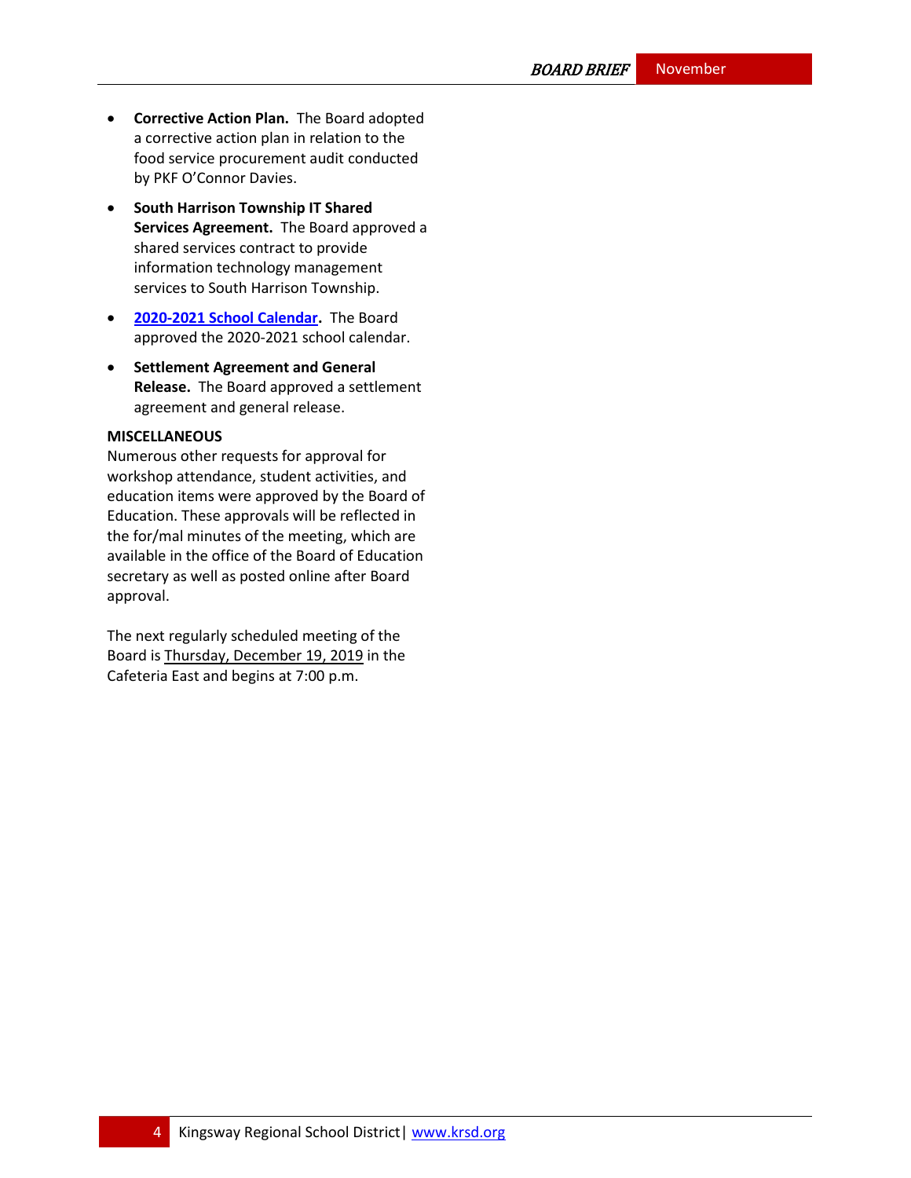- **Corrective Action Plan.** The Board adopted a corrective action plan in relation to the food service procurement audit conducted by PKF O'Connor Davies.

- **South Harrison Township IT Shared Services Agreement.** The Board approved a shared services contract to provide information technology management services to South Harrison Township.

- **2020-2021 School Calendar.** The Board approved the 2020-2021 school calendar.

- **Settlement Agreement and General Release.** The Board approved a settlement agreement and general release.

**MISCELLANEOUS**

Numerous other requests for approval for workshop attendance, student activities, and education items were approved by the Board of Education. These approvals will be reflected in the for/mal minutes of the meeting, which are available in the office of the Board of Education secretary as well as posted online after Board approval.

The next regularly scheduled meeting of the Board is Thursday, December 19, 2019 in the Cafeteria East and begins at 7:00 p.m.